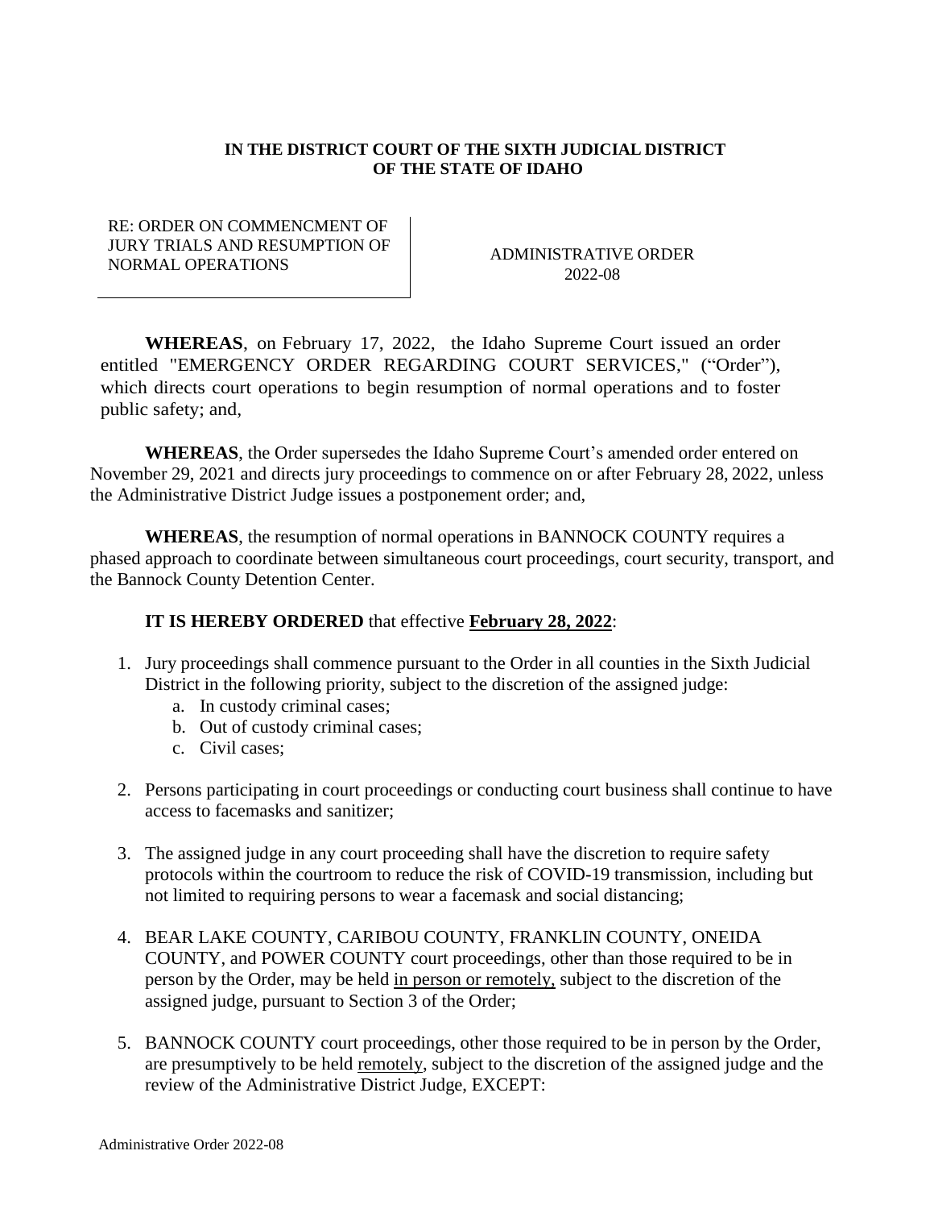**IN THE DISTRICT COURT OF THE SIXTH JUDICIAL DISTRICT OF THE STATE OF IDAHO**

RE: ORDER ON COMMENCMENT OF JURY TRIALS AND RESUMPTION OF NORMAL OPERATIONS

ADMINISTRATIVE ORDER 2022-08

**WHEREAS**, on February 17, 2022, the Idaho Supreme Court issued an order entitled "EMERGENCY ORDER REGARDING COURT SERVICES," ("Order"), which directs court operations to begin resumption of normal operations and to foster public safety; and,

**WHEREAS**, the Order supersedes the Idaho Supreme Court's amended order entered on November 29, 2021 and directs jury proceedings to commence on or after February 28, 2022, unless the Administrative District Judge issues a postponement order; and,

**WHEREAS**, the resumption of normal operations in BANNOCK COUNTY requires a phased approach to coordinate between simultaneous court proceedings, court security, transport, and the Bannock County Detention Center.

**IT IS HEREBY ORDERED** that effective **February 28, 2022**:

1. Jury proceedings shall commence pursuant to the Order in all counties in the Sixth Judicial District in the following priority, subject to the discretion of the assigned judge:
   a. In custody criminal cases;
   b. Out of custody criminal cases;
   c. Civil cases;

2. Persons participating in court proceedings or conducting court business shall continue to have access to facemasks and sanitizer;

3. The assigned judge in any court proceeding shall have the discretion to require safety protocols within the courtroom to reduce the risk of COVID-19 transmission, including but not limited to requiring persons to wear a facemask and social distancing;

4. BEAR LAKE COUNTY, CARIBOU COUNTY, FRANKLIN COUNTY, ONEIDA COUNTY, and POWER COUNTY court proceedings, other than those required to be in person by the Order, may be held in person or remotely, subject to the discretion of the assigned judge, pursuant to Section 3 of the Order;

5. BANNOCK COUNTY court proceedings, other those required to be in person by the Order, are presumptively to be held remotely, subject to the discretion of the assigned judge and the review of the Administrative District Judge, EXCEPT: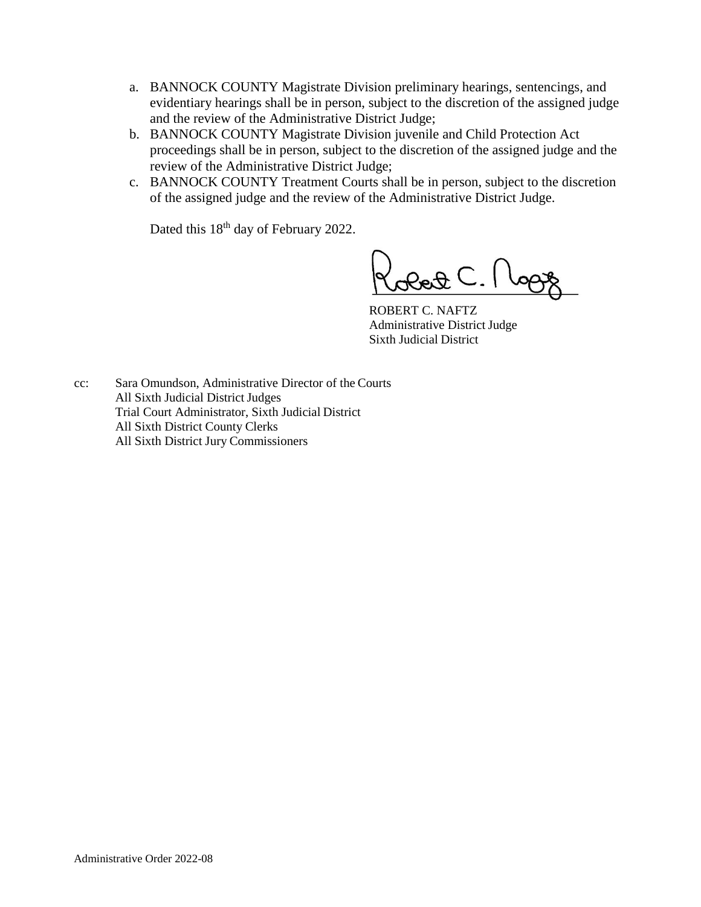a. BANNOCK COUNTY Magistrate Division preliminary hearings, sentencings, and evidentiary hearings shall be in person, subject to the discretion of the assigned judge and the review of the Administrative District Judge;
b. BANNOCK COUNTY Magistrate Division juvenile and Child Protection Act proceedings shall be in person, subject to the discretion of the assigned judge and the review of the Administrative District Judge;
c. BANNOCK COUNTY Treatment Courts shall be in person, subject to the discretion of the assigned judge and the review of the Administrative District Judge.

Dated this 18th day of February 2022.

ROBERT C. NAFTZ
Administrative District Judge
Sixth Judicial District

cc: Sara Omundson, Administrative Director of the Courts
All Sixth Judicial District Judges
Trial Court Administrator, Sixth Judicial District
All Sixth District County Clerks
All Sixth District Jury Commissioners

Administrative Order 2022-08